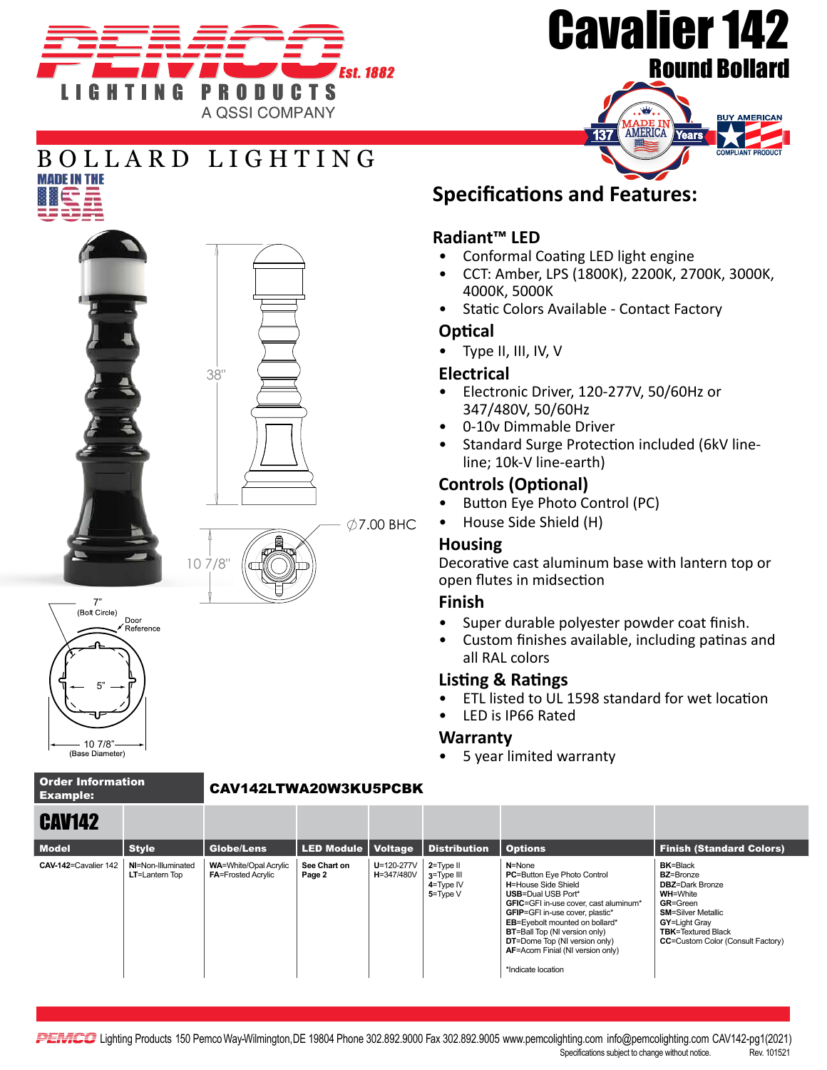# Cavalier 142

## Round Bollard

PEMCO Est. 1882 LIGHTING PRODUCTS A QSSI COMPANY

BOLLARD LIGHTING

MADE IN THE USA

137 Years MADE IN AMERICA

BUY AMERICAN COMPLIANT PRODUCT

38"

∅7.00 BHC

10 7/8"

7" (Bolt Circle)

Door Reference

5"

10 7/8" (Base Diameter)

## Specifications and Features:

### Radiant™ LED

- Conformal Coating LED light engine
- CCT: Amber, LPS (1800K), 2200K, 2700K, 3000K, 4000K, 5000K
- Static Colors Available - Contact Factory

### Optical

- Type II, III, IV, V

### Electrical

- Electronic Driver, 120-277V, 50/60Hz or 347/480V, 50/60Hz
- 0-10v Dimmable Driver
- Standard Surge Protection included (6kV line-line; 10k-V line-earth)

### Controls (Optional)

- Button Eye Photo Control (PC)
- House Side Shield (H)

### Housing

Decorative cast aluminum base with lantern top or open flutes in midsection

### Finish

- Super durable polyester powder coat finish.
- Custom finishes available, including patinas and all RAL colors

### Listing & Ratings

- ETL listed to UL 1598 standard for wet location
- LED is IP66 Rated

### Warranty

- 5 year limited warranty

**Order Information Example:** **CAV142LTWA20W3KU5PCBK**

| CAV142 | | | | | | | |
|---|---|---|---|---|---|---|---|
| **Model** | **Style** | **Globe/Lens** | **LED Module** | **Voltage** | **Distribution** | **Options** | **Finish (Standard Colors)** |
| **CAV-142**=Cavalier 142 | **NI**=Non-Illuminated<br>**LT**=Lantern Top | **WA**=White/Opal Acrylic<br>**FA**=Frosted Acrylic | **See Chart on Page 2** | **U**=120-277V<br>**H**=347/480V | **2**=Type II<br>**3**=Type III<br>**4**=Type IV<br>**5**=Type V | **N**=None<br>**PC**=Button Eye Photo Control<br>**H**=House Side Shield<br>**USB**=Dual USB Port*<br>**GFIC**=GFI in-use cover, cast aluminum*<br>**GFIP**=GFI in-use cover, plastic*<br>**EB**=Eyebolt mounted on bollard*<br>**BT**=Ball Top (NI version only)<br>**DT**=Dome Top (NI version only)<br>**AF**=Acorn Finial (NI version only)<br><br>*Indicate location | **BK**=Black<br>**BZ**=Bronze<br>**DBZ**=Dark Bronze<br>**WH**=White<br>**GR**=Green<br>**SM**=Silver Metallic<br>**GY**=Light Gray<br>**TBK**=Textured Black<br>**CC**=Custom Color (Consult Factory) |

PEMCO Lighting Products 150 Pemco Way-Wilmington,DE 19804 Phone 302.892.9000 Fax 302.892.9005 www.pemcolighting.com info@pemcolighting.com CAV142-pg1(2021)

Specifications subject to change without notice. Rev. 101521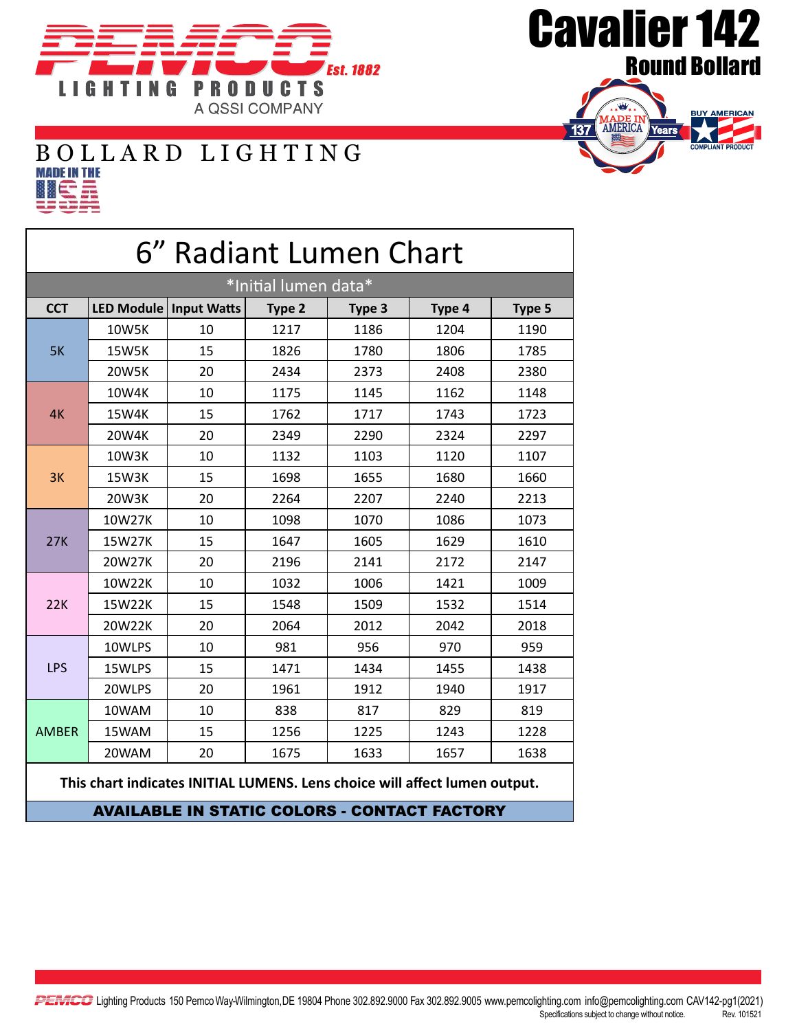PEMCO LIGHTING PRODUCTS Est. 1882

A QSSI COMPANY

# Cavalier 142
## Round Bollard

BOLLARD LIGHTING

MADE IN THE USA

137 Years MADE IN AMERICA

BUY AMERICAN COMPLIANT PRODUCT

## 6” Radiant Lumen Chart

*Initial lumen data*

| CCT | LED Module | Input Watts | Type 2 | Type 3 | Type 4 | Type 5 |
|---|---|---|---|---|---|---|
| 5K | 10W5K | 10 | 1217 | 1186 | 1204 | 1190 |
| | 15W5K | 15 | 1826 | 1780 | 1806 | 1785 |
| | 20W5K | 20 | 2434 | 2373 | 2408 | 2380 |
| 4K | 10W4K | 10 | 1175 | 1145 | 1162 | 1148 |
| | 15W4K | 15 | 1762 | 1717 | 1743 | 1723 |
| | 20W4K | 20 | 2349 | 2290 | 2324 | 2297 |
| 3K | 10W3K | 10 | 1132 | 1103 | 1120 | 1107 |
| | 15W3K | 15 | 1698 | 1655 | 1680 | 1660 |
| | 20W3K | 20 | 2264 | 2207 | 2240 | 2213 |
| 27K | 10W27K | 10 | 1098 | 1070 | 1086 | 1073 |
| | 15W27K | 15 | 1647 | 1605 | 1629 | 1610 |
| | 20W27K | 20 | 2196 | 2141 | 2172 | 2147 |
| 22K | 10W22K | 10 | 1032 | 1006 | 1421 | 1009 |
| | 15W22K | 15 | 1548 | 1509 | 1532 | 1514 |
| | 20W22K | 20 | 2064 | 2012 | 2042 | 2018 |
| LPS | 10WLPS | 10 | 981 | 956 | 970 | 959 |
| | 15WLPS | 15 | 1471 | 1434 | 1455 | 1438 |
| | 20WLPS | 20 | 1961 | 1912 | 1940 | 1917 |
| AMBER | 10WAM | 10 | 838 | 817 | 829 | 819 |
| | 15WAM | 15 | 1256 | 1225 | 1243 | 1228 |
| | 20WAM | 20 | 1675 | 1633 | 1657 | 1638 |

**This chart indicates INITIAL LUMENS. Lens choice will affect lumen output.**

**AVAILABLE IN STATIC COLORS - CONTACT FACTORY**

PEMCO Lighting Products 150 Pemco Way-Wilmington,DE 19804 Phone 302.892.9000 Fax 302.892.9005 www.pemcolighting.com info@pemcolighting.com CAV142-pg1(2021)

Specifications subject to change without notice. Rev. 101521